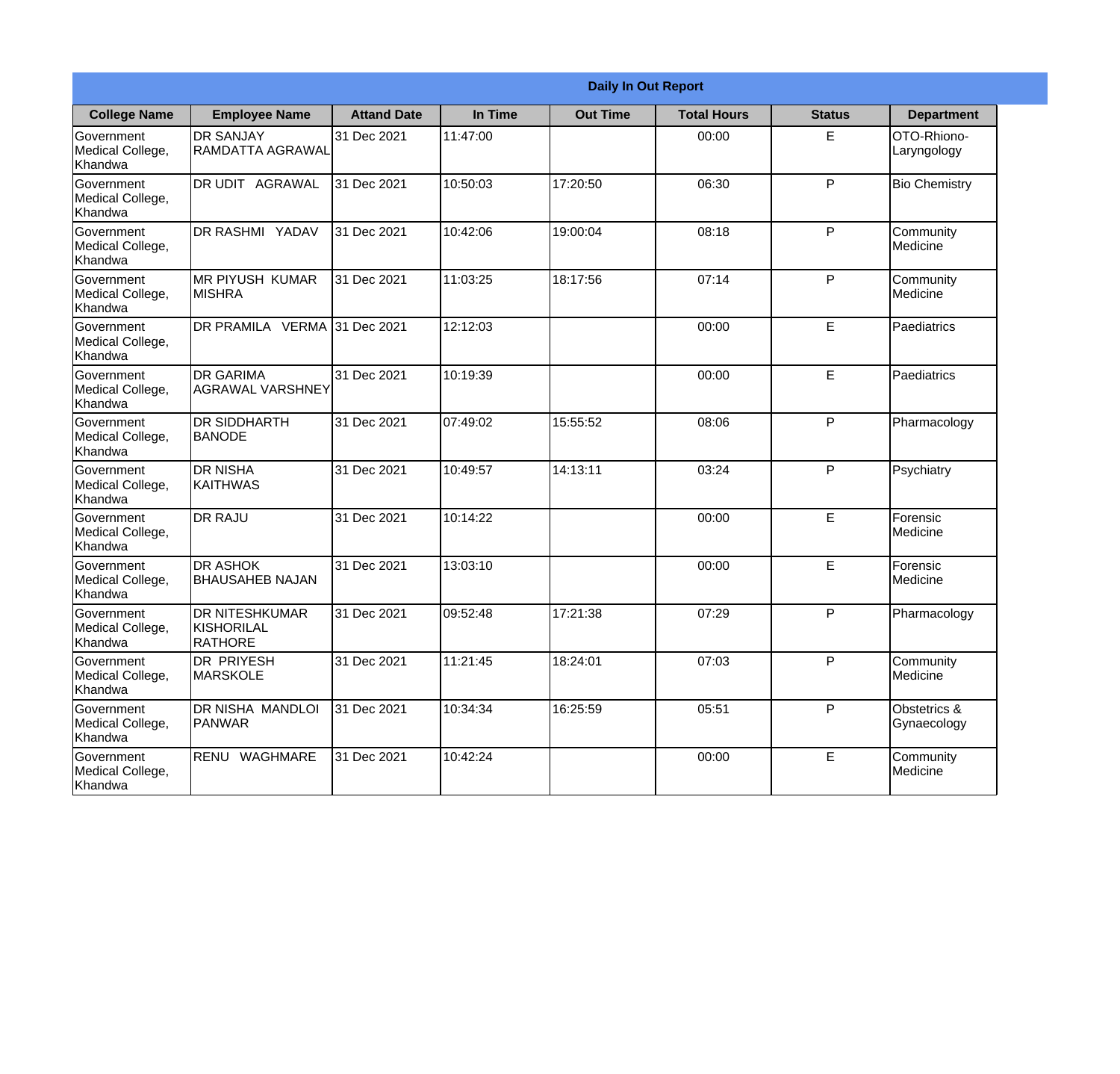| Daily In Out Report | | | | | | | |
|---|---|---|---|---|---|---|---|
| **College Name** | **Employee Name** | **Attand Date** | **In Time** | **Out Time** | **Total Hours** | **Status** | **Department** |
| Government Medical College, Khandwa | DR SANJAY RAMDATTA AGRAWAL | 31 Dec 2021 | 11:47:00 | | 00:00 | E | OTO-Rhiono-Laryngology |
| Government Medical College, Khandwa | DR UDIT AGRAWAL | 31 Dec 2021 | 10:50:03 | 17:20:50 | 06:30 | P | Bio Chemistry |
| Government Medical College, Khandwa | DR RASHMI YADAV | 31 Dec 2021 | 10:42:06 | 19:00:04 | 08:18 | P | Community Medicine |
| Government Medical College, Khandwa | MR PIYUSH KUMAR MISHRA | 31 Dec 2021 | 11:03:25 | 18:17:56 | 07:14 | P | Community Medicine |
| Government Medical College, Khandwa | DR PRAMILA VERMA | 31 Dec 2021 | 12:12:03 | | 00:00 | E | Paediatrics |
| Government Medical College, Khandwa | DR GARIMA AGRAWAL VARSHNEY | 31 Dec 2021 | 10:19:39 | | 00:00 | E | Paediatrics |
| Government Medical College, Khandwa | DR SIDDHARTH BANODE | 31 Dec 2021 | 07:49:02 | 15:55:52 | 08:06 | P | Pharmacology |
| Government Medical College, Khandwa | DR NISHA KAITHWAS | 31 Dec 2021 | 10:49:57 | 14:13:11 | 03:24 | P | Psychiatry |
| Government Medical College, Khandwa | DR RAJU | 31 Dec 2021 | 10:14:22 | | 00:00 | E | Forensic Medicine |
| Government Medical College, Khandwa | DR ASHOK BHAUSAHEB NAJAN | 31 Dec 2021 | 13:03:10 | | 00:00 | E | Forensic Medicine |
| Government Medical College, Khandwa | DR NITESHKUMAR KISHORILAL RATHORE | 31 Dec 2021 | 09:52:48 | 17:21:38 | 07:29 | P | Pharmacology |
| Government Medical College, Khandwa | DR PRIYESH MARSKOLE | 31 Dec 2021 | 11:21:45 | 18:24:01 | 07:03 | P | Community Medicine |
| Government Medical College, Khandwa | DR NISHA MANDLOI PANWAR | 31 Dec 2021 | 10:34:34 | 16:25:59 | 05:51 | P | Obstetrics & Gynaecology |
| Government Medical College, Khandwa | RENU WAGHMARE | 31 Dec 2021 | 10:42:24 | | 00:00 | E | Community Medicine |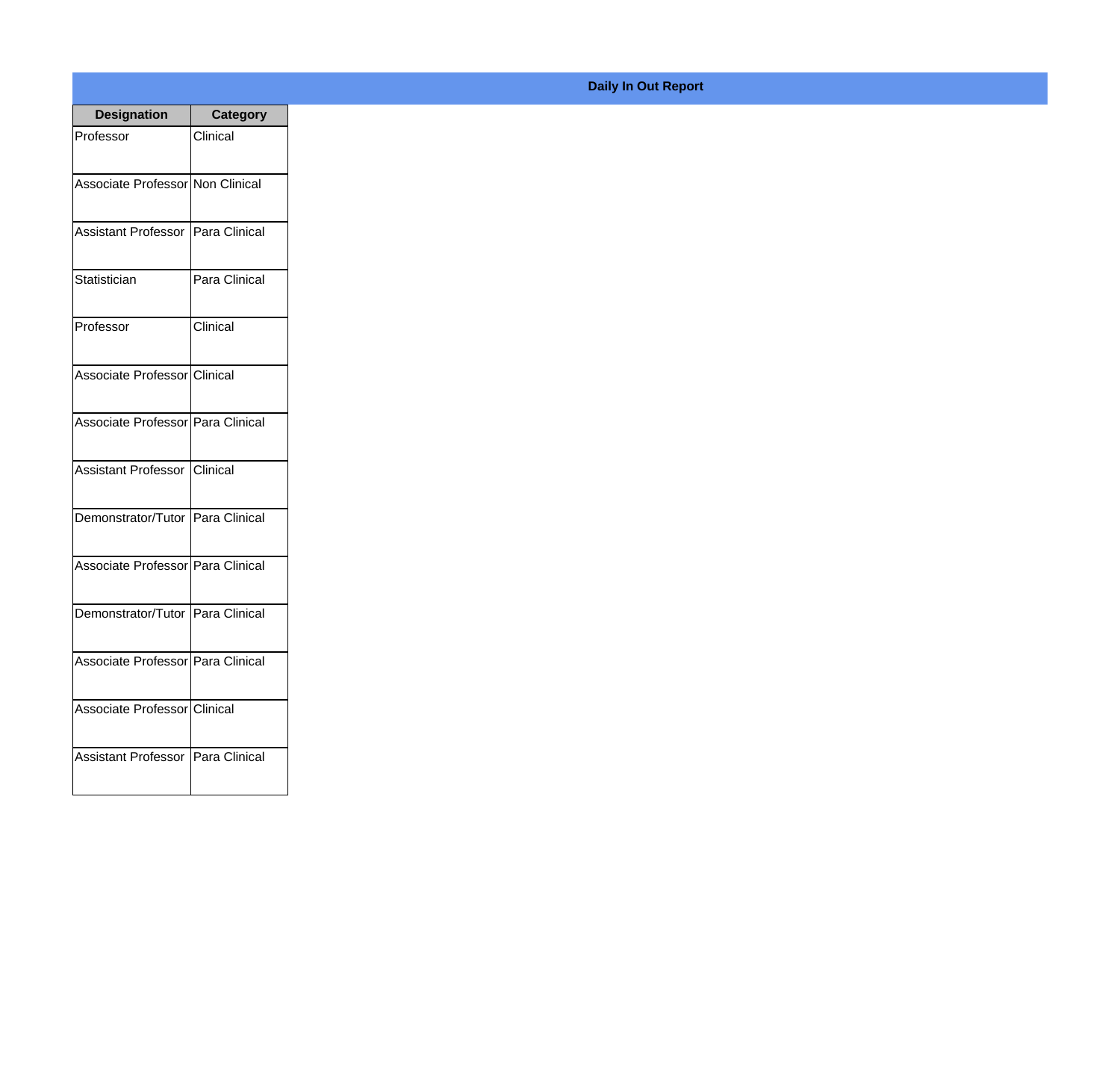**Daily In Out Report**

| Designation | Category |
|---|---|
| Professor | Clinical |
| Associate Professor | Non Clinical |
| Assistant Professor | Para Clinical |
| Statistician | Para Clinical |
| Professor | Clinical |
| Associate Professor | Clinical |
| Associate Professor | Para Clinical |
| Assistant Professor | Clinical |
| Demonstrator/Tutor | Para Clinical |
| Associate Professor | Para Clinical |
| Demonstrator/Tutor | Para Clinical |
| Associate Professor | Para Clinical |
| Associate Professor | Clinical |
| Assistant Professor | Para Clinical |